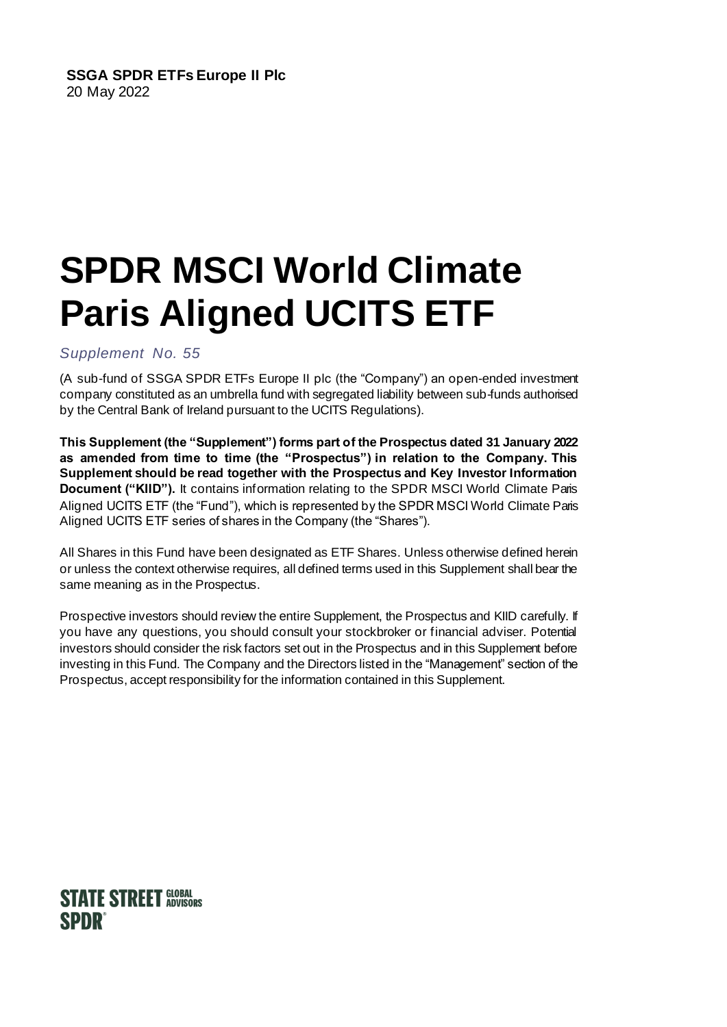**SSGA SPDR ETFs Europe II Plc**
20 May 2022

# SPDR MSCI World Climate Paris Aligned UCITS ETF

*Supplement No. 55*

(A sub-fund of SSGA SPDR ETFs Europe II plc (the "Company") an open-ended investment company constituted as an umbrella fund with segregated liability between sub-funds authorised by the Central Bank of Ireland pursuant to the UCITS Regulations).

**This Supplement (the "Supplement") forms part of the Prospectus dated 31 January 2022 as amended from time to time (the "Prospectus") in relation to the Company. This Supplement should be read together with the Prospectus and Key Investor Information Document ("KIID").** It contains information relating to the SPDR MSCI World Climate Paris Aligned UCITS ETF (the "Fund"), which is represented by the SPDR MSCI World Climate Paris Aligned UCITS ETF series of shares in the Company (the "Shares").

All Shares in this Fund have been designated as ETF Shares. Unless otherwise defined herein or unless the context otherwise requires, all defined terms used in this Supplement shall bear the same meaning as in the Prospectus.

Prospective investors should review the entire Supplement, the Prospectus and KIID carefully. If you have any questions, you should consult your stockbroker or financial adviser. Potential investors should consider the risk factors set out in the Prospectus and in this Supplement before investing in this Fund. The Company and the Directors listed in the "Management" section of the Prospectus, accept responsibility for the information contained in this Supplement.

STATE STREET GLOBAL ADVISORS
SPDR®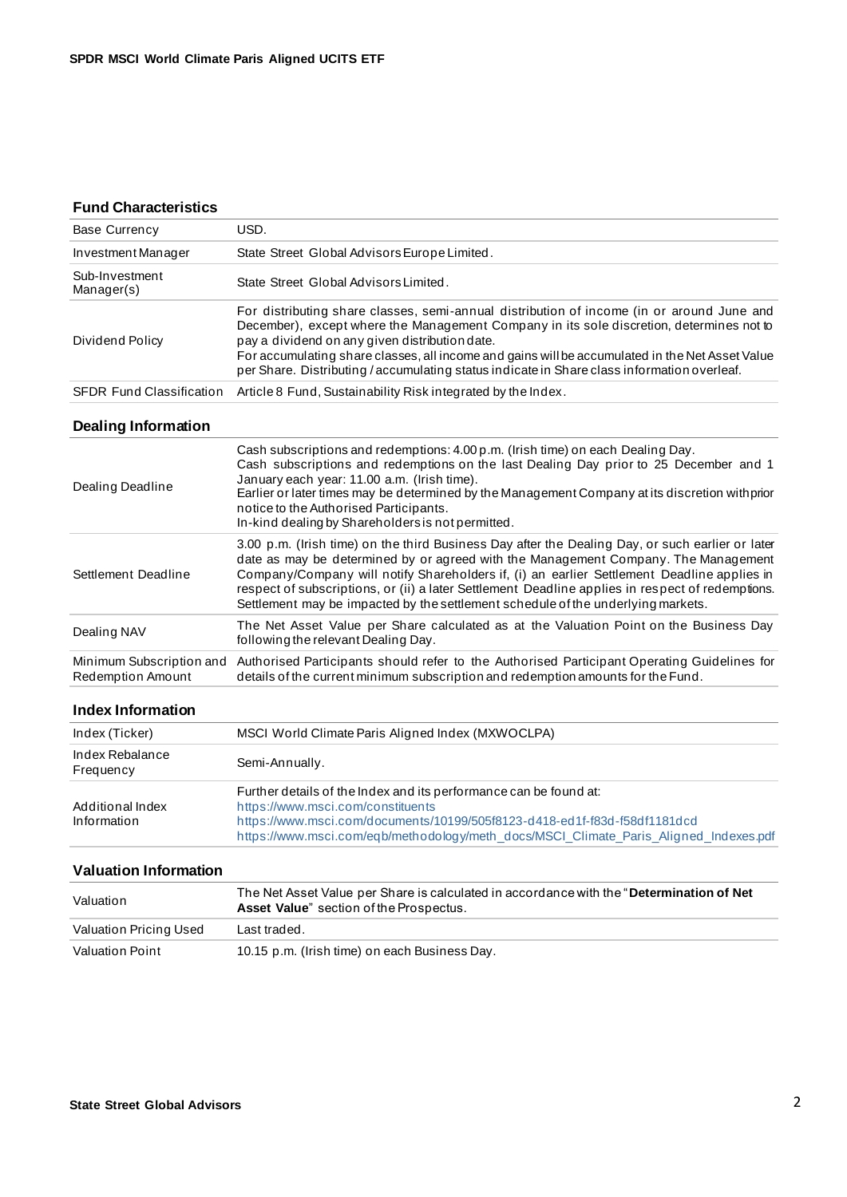## Fund Characteristics

| | |
|---|---|
| Base Currency | USD. |
| Investment Manager | State Street Global Advisors Europe Limited. |
| Sub-Investment Manager(s) | State Street Global Advisors Limited. |
| Dividend Policy | For distributing share classes, semi-annual distribution of income (in or around June and December), except where the Management Company in its sole discretion, determines not to pay a dividend on any given distribution date.<br>For accumulating share classes, all income and gains will be accumulated in the Net Asset Value per Share. Distributing / accumulating status indicate in Share class information overleaf. |
| SFDR Fund Classification | Article 8 Fund, Sustainability Risk integrated by the Index. |

## Dealing Information

| | |
|---|---|
| Dealing Deadline | Cash subscriptions and redemptions: 4.00 p.m. (Irish time) on each Dealing Day.<br>Cash subscriptions and redemptions on the last Dealing Day prior to 25 December and 1 January each year: 11.00 a.m. (Irish time).<br>Earlier or later times may be determined by the Management Company at its discretion with prior notice to the Authorised Participants.<br>In-kind dealing by Shareholders is not permitted. |
| Settlement Deadline | 3.00 p.m. (Irish time) on the third Business Day after the Dealing Day, or such earlier or later date as may be determined by or agreed with the Management Company. The Management Company/Company will notify Shareholders if, (i) an earlier Settlement Deadline applies in respect of subscriptions, or (ii) a later Settlement Deadline applies in respect of redemptions. Settlement may be impacted by the settlement schedule of the underlying markets. |
| Dealing NAV | The Net Asset Value per Share calculated as at the Valuation Point on the Business Day following the relevant Dealing Day. |
| Minimum Subscription and Redemption Amount | Authorised Participants should refer to the Authorised Participant Operating Guidelines for details of the current minimum subscription and redemption amounts for the Fund. |

## Index Information

| | |
|---|---|
| Index (Ticker) | MSCI World Climate Paris Aligned Index (MXWOCLPA) |
| Index Rebalance Frequency | Semi-Annually. |
| Additional Index Information | Further details of the Index and its performance can be found at:<br>https://www.msci.com/constituents<br>https://www.msci.com/documents/10199/505f8123-d418-ed1f-f83d-f58df1181dcd<br>https://www.msci.com/eqb/methodology/meth_docs/MSCI_Climate_Paris_Aligned_Indexes.pdf |

## Valuation Information

| | |
|---|---|
| Valuation | The Net Asset Value per Share is calculated in accordance with the "**Determination of Net Asset Value**" section of the Prospectus. |
| Valuation Pricing Used | Last traded. |
| Valuation Point | 10.15 p.m. (Irish time) on each Business Day. |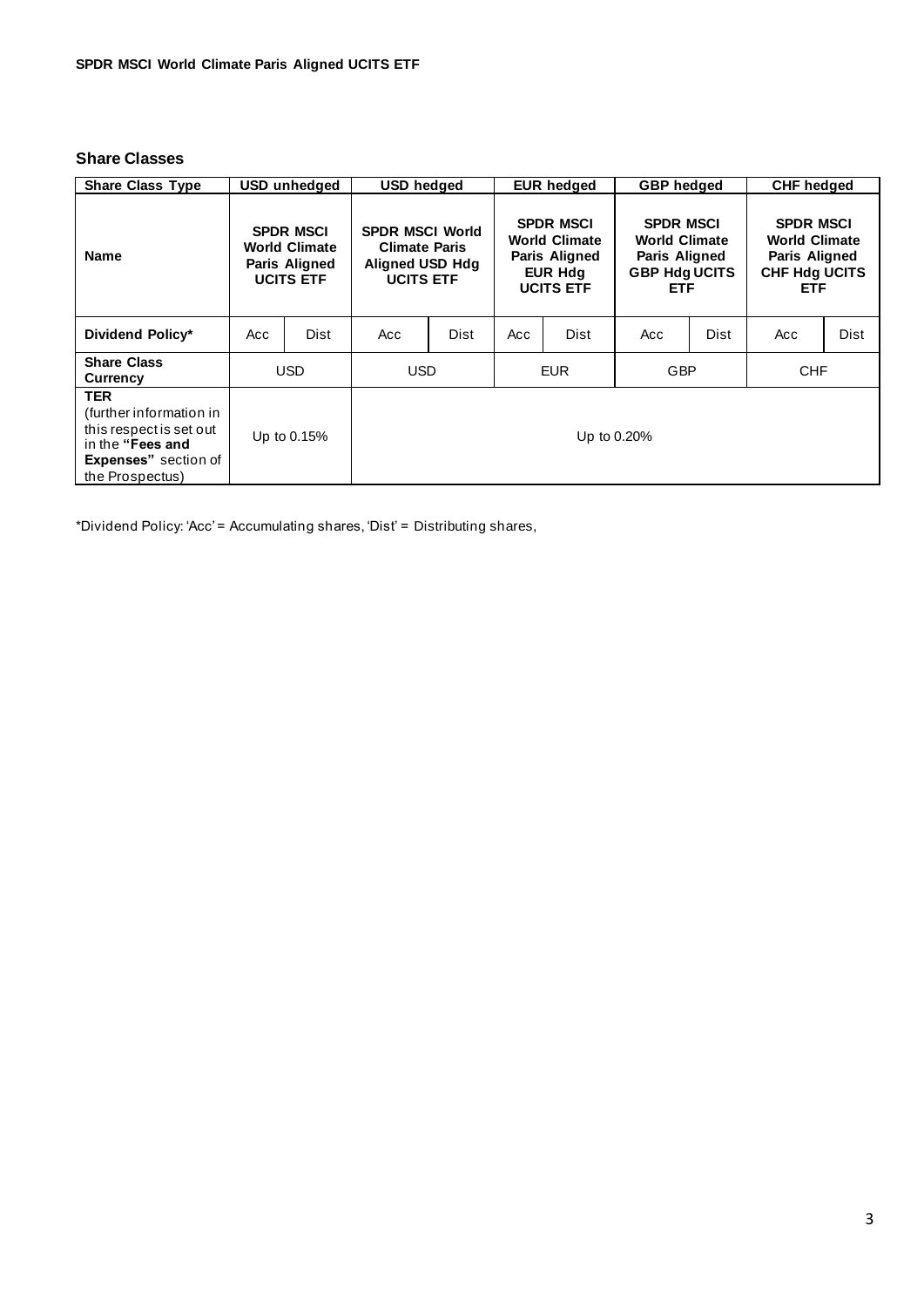## Share Classes

| Share Class Type | USD unhedged | | USD hedged | | EUR hedged | | GBP hedged | | CHF hedged | |
|---|---|---|---|---|---|---|---|---|---|---|
| **Name** | **SPDR MSCI World Climate Paris Aligned UCITS ETF** | | **SPDR MSCI World Climate Paris Aligned USD Hdg UCITS ETF** | | **SPDR MSCI World Climate Paris Aligned EUR Hdg UCITS ETF** | | **SPDR MSCI World Climate Paris Aligned GBP Hdg UCITS ETF** | | **SPDR MSCI World Climate Paris Aligned CHF Hdg UCITS ETF** | |
| **Dividend Policy*** | Acc | Dist | Acc | Dist | Acc | Dist | Acc | Dist | Acc | Dist |
| **Share Class Currency** | USD | | USD | | EUR | | GBP | | CHF | |
| **TER** (further information in this respect is set out in the **"Fees and Expenses"** section of the Prospectus) | Up to 0.15% | | Up to 0.20% | | | | | | | |

*Dividend Policy: 'Acc' = Accumulating shares, 'Dist' = Distributing shares,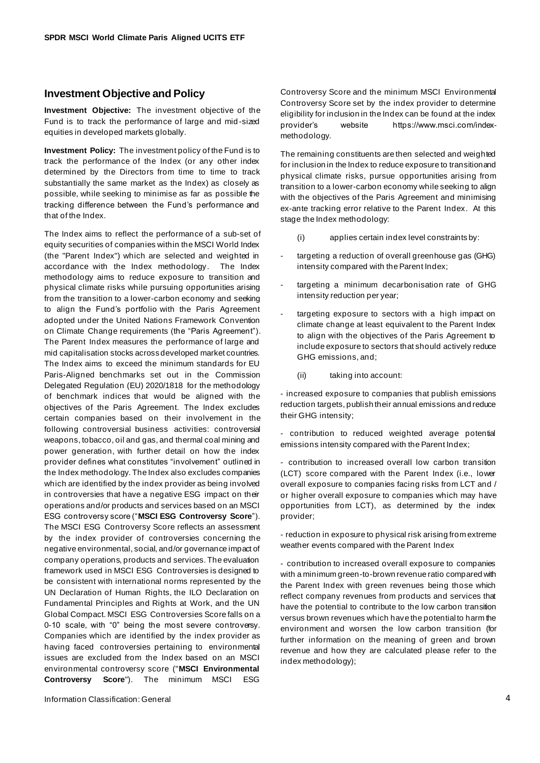## Investment Objective and Policy

**Investment Objective:** The investment objective of the Fund is to track the performance of large and mid-sized equities in developed markets globally.

**Investment Policy:** The investment policy of the Fund is to track the performance of the Index (or any other index determined by the Directors from time to time to track substantially the same market as the Index) as closely as possible, while seeking to minimise as far as possible the tracking difference between the Fund's performance and that of the Index.

The Index aims to reflect the performance of a sub-set of equity securities of companies within the MSCI World Index (the "Parent Index") which are selected and weighted in accordance with the Index methodology. The Index methodology aims to reduce exposure to transition and physical climate risks while pursuing opportunities arising from the transition to a lower-carbon economy and seeking to align the Fund's portfolio with the Paris Agreement adopted under the United Nations Framework Convention on Climate Change requirements (the "Paris Agreement"). The Parent Index measures the performance of large and mid capitalisation stocks across developed market countries. The Index aims to exceed the minimum standards for EU Paris-Aligned benchmarks set out in the Commission Delegated Regulation (EU) 2020/1818 for the methodology of benchmark indices that would be aligned with the objectives of the Paris Agreement. The Index excludes certain companies based on their involvement in the following controversial business activities: controversial weapons, tobacco, oil and gas, and thermal coal mining and power generation, with further detail on how the index provider defines what constitutes "involvement" outlined in the Index methodology. The Index also excludes companies which are identified by the index provider as being involved in controversies that have a negative ESG impact on their operations and/or products and services based on an MSCI ESG controversy score ("**MSCI ESG Controversy Score**"). The MSCI ESG Controversy Score reflects an assessment by the index provider of controversies concerning the negative environmental, social, and/or governance impact of company operations, products and services. The evaluation framework used in MSCI ESG Controversies is designed to be consistent with international norms represented by the UN Declaration of Human Rights, the ILO Declaration on Fundamental Principles and Rights at Work, and the UN Global Compact. MSCI ESG Controversies Score falls on a 0-10 scale, with "0" being the most severe controversy. Companies which are identified by the index provider as having faced controversies pertaining to environmental issues are excluded from the Index based on an MSCI environmental controversy score ("**MSCI Environmental Controversy Score**"). The minimum MSCI ESG Controversy Score and the minimum MSCI Environmental Controversy Score set by the index provider to determine eligibility for inclusion in the Index can be found at the index provider's website https://www.msci.com/index-methodology.

The remaining constituents are then selected and weighted for inclusion in the Index to reduce exposure to transition and physical climate risks, pursue opportunities arising from transition to a lower-carbon economy while seeking to align with the objectives of the Paris Agreement and minimising ex-ante tracking error relative to the Parent Index. At this stage the Index methodology:

(i) applies certain index level constraints by:

- targeting a reduction of overall greenhouse gas (GHG) intensity compared with the Parent Index;
- targeting a minimum decarbonisation rate of GHG intensity reduction per year;
- targeting exposure to sectors with a high impact on climate change at least equivalent to the Parent Index to align with the objectives of the Paris Agreement to include exposure to sectors that should actively reduce GHG emissions, and;

(ii) taking into account:

- increased exposure to companies that publish emissions reduction targets, publish their annual emissions and reduce their GHG intensity;

- contribution to reduced weighted average potential emissions intensity compared with the Parent Index;

- contribution to increased overall low carbon transition (LCT) score compared with the Parent Index (i.e., lower overall exposure to companies facing risks from LCT and / or higher overall exposure to companies which may have opportunities from LCT), as determined by the index provider;

- reduction in exposure to physical risk arising from extreme weather events compared with the Parent Index

- contribution to increased overall exposure to companies with a minimum green-to-brown revenue ratio compared with the Parent Index with green revenues being those which reflect company revenues from products and services that have the potential to contribute to the low carbon transition versus brown revenues which have the potential to harm the environment and worsen the low carbon transition (for further information on the meaning of green and brown revenue and how they are calculated please refer to the index methodology);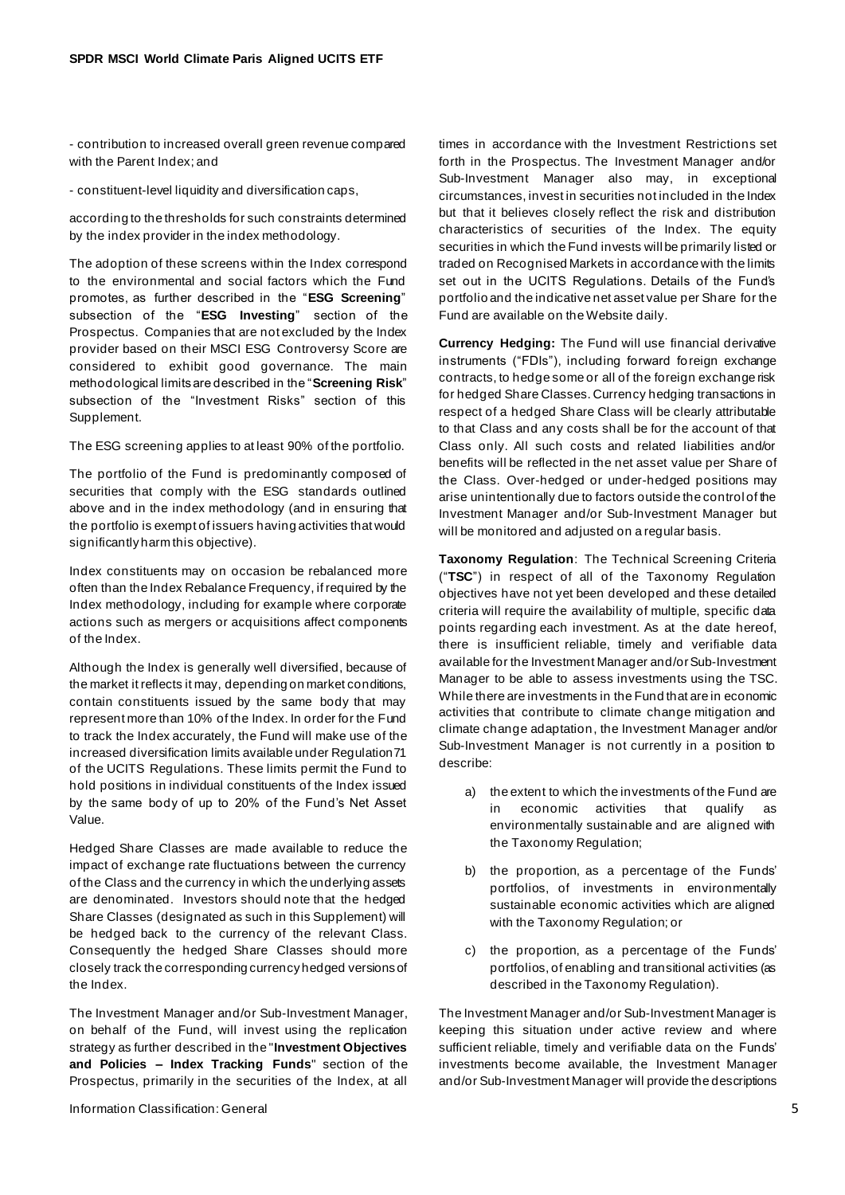- contribution to increased overall green revenue compared with the Parent Index; and

- constituent-level liquidity and diversification caps,

according to the thresholds for such constraints determined by the index provider in the index methodology.

The adoption of these screens within the Index correspond to the environmental and social factors which the Fund promotes, as further described in the "**ESG Screening**" subsection of the "**ESG Investing**" section of the Prospectus. Companies that are not excluded by the Index provider based on their MSCI ESG Controversy Score are considered to exhibit good governance. The main methodological limits are described in the "**Screening Risk**" subsection of the "Investment Risks" section of this Supplement.

The ESG screening applies to at least 90% of the portfolio.

The portfolio of the Fund is predominantly composed of securities that comply with the ESG standards outlined above and in the index methodology (and in ensuring that the portfolio is exempt of issuers having activities that would significantly harm this objective).

Index constituents may on occasion be rebalanced more often than the Index Rebalance Frequency, if required by the Index methodology, including for example where corporate actions such as mergers or acquisitions affect components of the Index.

Although the Index is generally well diversified, because of the market it reflects it may, depending on market conditions, contain constituents issued by the same body that may represent more than 10% of the Index. In order for the Fund to track the Index accurately, the Fund will make use of the increased diversification limits available under Regulation 71 of the UCITS Regulations. These limits permit the Fund to hold positions in individual constituents of the Index issued by the same body of up to 20% of the Fund's Net Asset Value.

Hedged Share Classes are made available to reduce the impact of exchange rate fluctuations between the currency of the Class and the currency in which the underlying assets are denominated. Investors should note that the hedged Share Classes (designated as such in this Supplement) will be hedged back to the currency of the relevant Class. Consequently the hedged Share Classes should more closely track the corresponding currency hedged versions of the Index.

The Investment Manager and/or Sub-Investment Manager, on behalf of the Fund, will invest using the replication strategy as further described in the "**Investment Objectives and Policies – Index Tracking Funds**" section of the Prospectus, primarily in the securities of the Index, at all times in accordance with the Investment Restrictions set forth in the Prospectus. The Investment Manager and/or Sub-Investment Manager also may, in exceptional circumstances, invest in securities not included in the Index but that it believes closely reflect the risk and distribution characteristics of securities of the Index. The equity securities in which the Fund invests will be primarily listed or traded on Recognised Markets in accordance with the limits set out in the UCITS Regulations. Details of the Fund's portfolio and the indicative net asset value per Share for the Fund are available on the Website daily.

**Currency Hedging:** The Fund will use financial derivative instruments ("FDIs"), including forward foreign exchange contracts, to hedge some or all of the foreign exchange risk for hedged Share Classes. Currency hedging transactions in respect of a hedged Share Class will be clearly attributable to that Class and any costs shall be for the account of that Class only. All such costs and related liabilities and/or benefits will be reflected in the net asset value per Share of the Class. Over-hedged or under-hedged positions may arise unintentionally due to factors outside the control of the Investment Manager and/or Sub-Investment Manager but will be monitored and adjusted on a regular basis.

**Taxonomy Regulation**: The Technical Screening Criteria ("**TSC**") in respect of all of the Taxonomy Regulation objectives have not yet been developed and these detailed criteria will require the availability of multiple, specific data points regarding each investment. As at the date hereof, there is insufficient reliable, timely and verifiable data available for the Investment Manager and/or Sub-Investment Manager to be able to assess investments using the TSC. While there are investments in the Fund that are in economic activities that contribute to climate change mitigation and climate change adaptation, the Investment Manager and/or Sub-Investment Manager is not currently in a position to describe:

a) the extent to which the investments of the Fund are in economic activities that qualify as environmentally sustainable and are aligned with the Taxonomy Regulation;

b) the proportion, as a percentage of the Funds' portfolios, of investments in environmentally sustainable economic activities which are aligned with the Taxonomy Regulation; or

c) the proportion, as a percentage of the Funds' portfolios, of enabling and transitional activities (as described in the Taxonomy Regulation).

The Investment Manager and/or Sub-Investment Manager is keeping this situation under active review and where sufficient reliable, timely and verifiable data on the Funds' investments become available, the Investment Manager and/or Sub-Investment Manager will provide the descriptions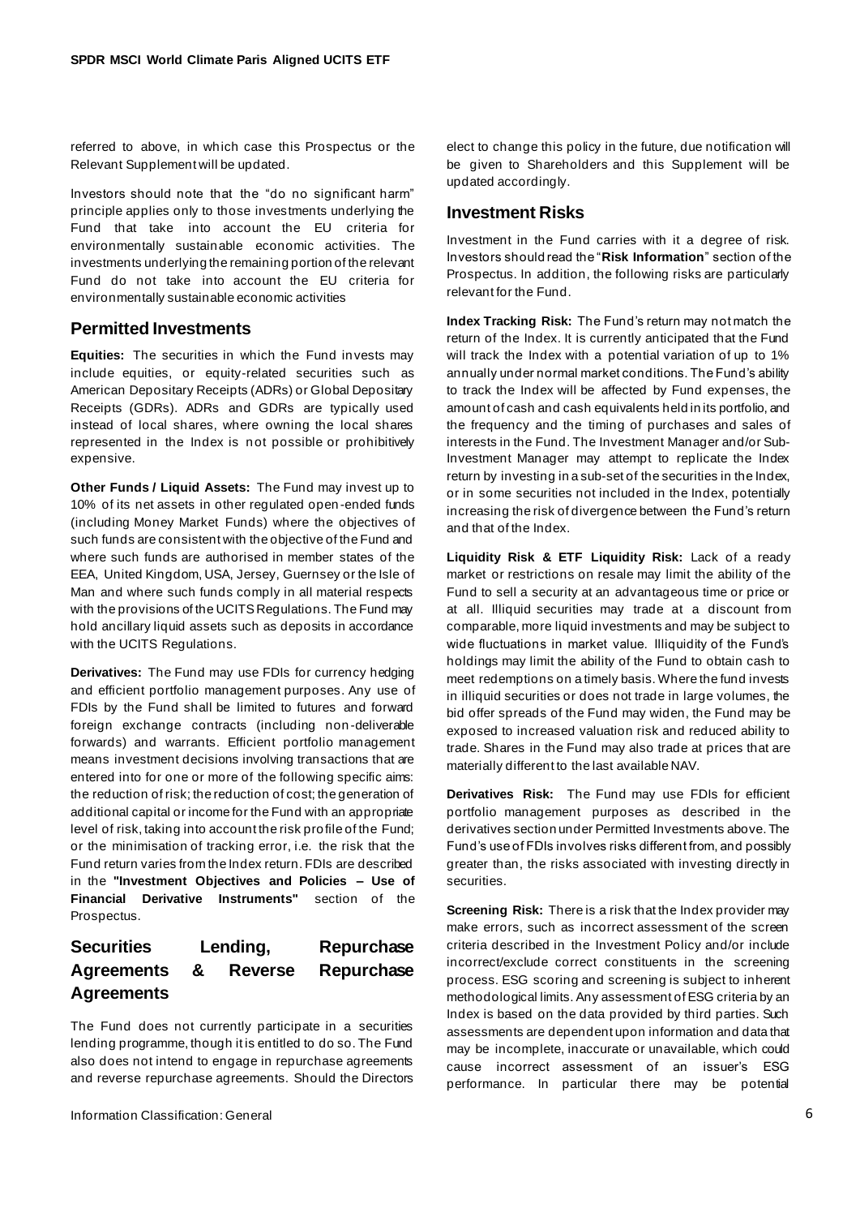referred to above, in which case this Prospectus or the Relevant Supplement will be updated.

Investors should note that the "do no significant harm" principle applies only to those investments underlying the Fund that take into account the EU criteria for environmentally sustainable economic activities. The investments underlying the remaining portion of the relevant Fund do not take into account the EU criteria for environmentally sustainable economic activities

## Permitted Investments

**Equities:** The securities in which the Fund invests may include equities, or equity-related securities such as American Depositary Receipts (ADRs) or Global Depositary Receipts (GDRs). ADRs and GDRs are typically used instead of local shares, where owning the local shares represented in the Index is not possible or prohibitively expensive.

**Other Funds / Liquid Assets:** The Fund may invest up to 10% of its net assets in other regulated open-ended funds (including Money Market Funds) where the objectives of such funds are consistent with the objective of the Fund and where such funds are authorised in member states of the EEA, United Kingdom, USA, Jersey, Guernsey or the Isle of Man and where such funds comply in all material respects with the provisions of the UCITS Regulations. The Fund may hold ancillary liquid assets such as deposits in accordance with the UCITS Regulations.

**Derivatives:** The Fund may use FDIs for currency hedging and efficient portfolio management purposes. Any use of FDIs by the Fund shall be limited to futures and forward foreign exchange contracts (including non-deliverable forwards) and warrants. Efficient portfolio management means investment decisions involving transactions that are entered into for one or more of the following specific aims: the reduction of risk; the reduction of cost; the generation of additional capital or income for the Fund with an appropriate level of risk, taking into account the risk profile of the Fund; or the minimisation of tracking error, i.e. the risk that the Fund return varies from the Index return. FDIs are described in the **"Investment Objectives and Policies – Use of Financial Derivative Instruments"** section of the Prospectus.

## Securities Lending, Repurchase Agreements & Reverse Repurchase Agreements

The Fund does not currently participate in a securities lending programme, though it is entitled to do so. The Fund also does not intend to engage in repurchase agreements and reverse repurchase agreements. Should the Directors elect to change this policy in the future, due notification will be given to Shareholders and this Supplement will be updated accordingly.

## Investment Risks

Investment in the Fund carries with it a degree of risk. Investors should read the "**Risk Information**" section of the Prospectus. In addition, the following risks are particularly relevant for the Fund.

**Index Tracking Risk:** The Fund's return may not match the return of the Index. It is currently anticipated that the Fund will track the Index with a potential variation of up to 1% annually under normal market conditions. The Fund's ability to track the Index will be affected by Fund expenses, the amount of cash and cash equivalents held in its portfolio, and the frequency and the timing of purchases and sales of interests in the Fund. The Investment Manager and/or Sub-Investment Manager may attempt to replicate the Index return by investing in a sub-set of the securities in the Index, or in some securities not included in the Index, potentially increasing the risk of divergence between the Fund's return and that of the Index.

**Liquidity Risk & ETF Liquidity Risk:** Lack of a ready market or restrictions on resale may limit the ability of the Fund to sell a security at an advantageous time or price or at all. Illiquid securities may trade at a discount from comparable, more liquid investments and may be subject to wide fluctuations in market value. Illiquidity of the Fund's holdings may limit the ability of the Fund to obtain cash to meet redemptions on a timely basis. Where the fund invests in illiquid securities or does not trade in large volumes, the bid offer spreads of the Fund may widen, the Fund may be exposed to increased valuation risk and reduced ability to trade. Shares in the Fund may also trade at prices that are materially different to the last available NAV.

**Derivatives Risk:** The Fund may use FDIs for efficient portfolio management purposes as described in the derivatives section under Permitted Investments above. The Fund's use of FDIs involves risks different from, and possibly greater than, the risks associated with investing directly in securities.

**Screening Risk:** There is a risk that the Index provider may make errors, such as incorrect assessment of the screen criteria described in the Investment Policy and/or include incorrect/exclude correct constituents in the screening process. ESG scoring and screening is subject to inherent methodological limits. Any assessment of ESG criteria by an Index is based on the data provided by third parties. Such assessments are dependent upon information and data that may be incomplete, inaccurate or unavailable, which could cause incorrect assessment of an issuer's ESG performance. In particular there may be potential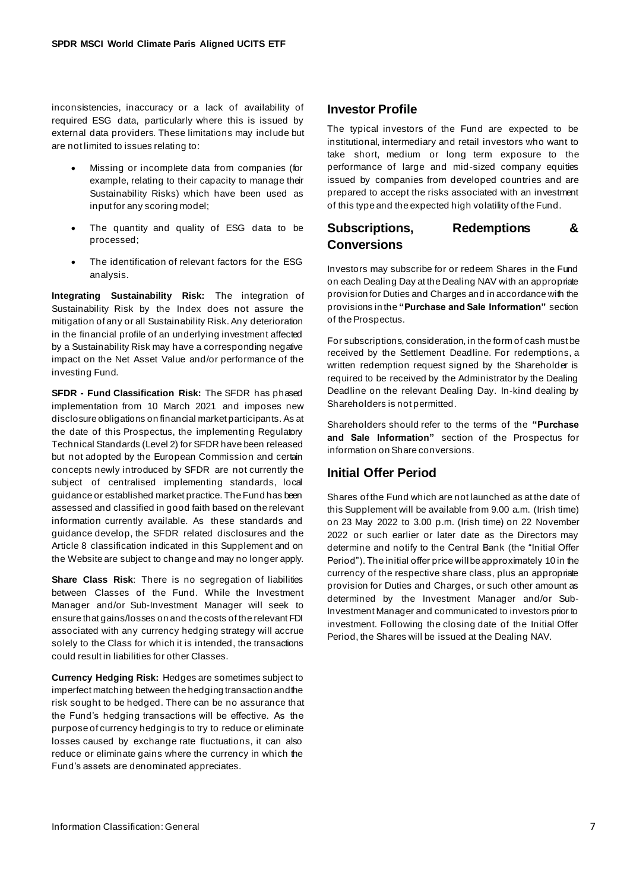inconsistencies, inaccuracy or a lack of availability of required ESG data, particularly where this is issued by external data providers. These limitations may include but are not limited to issues relating to:

- Missing or incomplete data from companies (for example, relating to their capacity to manage their Sustainability Risks) which have been used as input for any scoring model;
- The quantity and quality of ESG data to be processed;
- The identification of relevant factors for the ESG analysis.

**Integrating Sustainability Risk:** The integration of Sustainability Risk by the Index does not assure the mitigation of any or all Sustainability Risk. Any deterioration in the financial profile of an underlying investment affected by a Sustainability Risk may have a corresponding negative impact on the Net Asset Value and/or performance of the investing Fund.

**SFDR - Fund Classification Risk:** The SFDR has phased implementation from 10 March 2021 and imposes new disclosure obligations on financial market participants. As at the date of this Prospectus, the implementing Regulatory Technical Standards (Level 2) for SFDR have been released but not adopted by the European Commission and certain concepts newly introduced by SFDR are not currently the subject of centralised implementing standards, local guidance or established market practice. The Fund has been assessed and classified in good faith based on the relevant information currently available. As these standards and guidance develop, the SFDR related disclosures and the Article 8 classification indicated in this Supplement and on the Website are subject to change and may no longer apply.

**Share Class Risk**: There is no segregation of liabilities between Classes of the Fund. While the Investment Manager and/or Sub-Investment Manager will seek to ensure that gains/losses on and the costs of the relevant FDI associated with any currency hedging strategy will accrue solely to the Class for which it is intended, the transactions could result in liabilities for other Classes.

**Currency Hedging Risk:** Hedges are sometimes subject to imperfect matching between the hedging transaction and the risk sought to be hedged. There can be no assurance that the Fund's hedging transactions will be effective. As the purpose of currency hedging is to try to reduce or eliminate losses caused by exchange rate fluctuations, it can also reduce or eliminate gains where the currency in which the Fund's assets are denominated appreciates.

## Investor Profile

The typical investors of the Fund are expected to be institutional, intermediary and retail investors who want to take short, medium or long term exposure to the performance of large and mid-sized company equities issued by companies from developed countries and are prepared to accept the risks associated with an investment of this type and the expected high volatility of the Fund.

## Subscriptions, Redemptions & Conversions

Investors may subscribe for or redeem Shares in the Fund on each Dealing Day at the Dealing NAV with an appropriate provision for Duties and Charges and in accordance with the provisions in the **"Purchase and Sale Information"** section of the Prospectus.

For subscriptions, consideration, in the form of cash must be received by the Settlement Deadline. For redemptions, a written redemption request signed by the Shareholder is required to be received by the Administrator by the Dealing Deadline on the relevant Dealing Day. In-kind dealing by Shareholders is not permitted.

Shareholders should refer to the terms of the **"Purchase and Sale Information"** section of the Prospectus for information on Share conversions.

## Initial Offer Period

Shares of the Fund which are not launched as at the date of this Supplement will be available from 9.00 a.m. (Irish time) on 23 May 2022 to 3.00 p.m. (Irish time) on 22 November 2022 or such earlier or later date as the Directors may determine and notify to the Central Bank (the "Initial Offer Period"). The initial offer price will be approximately 10 in the currency of the respective share class, plus an appropriate provision for Duties and Charges, or such other amount as determined by the Investment Manager and/or Sub-Investment Manager and communicated to investors prior to investment. Following the closing date of the Initial Offer Period, the Shares will be issued at the Dealing NAV.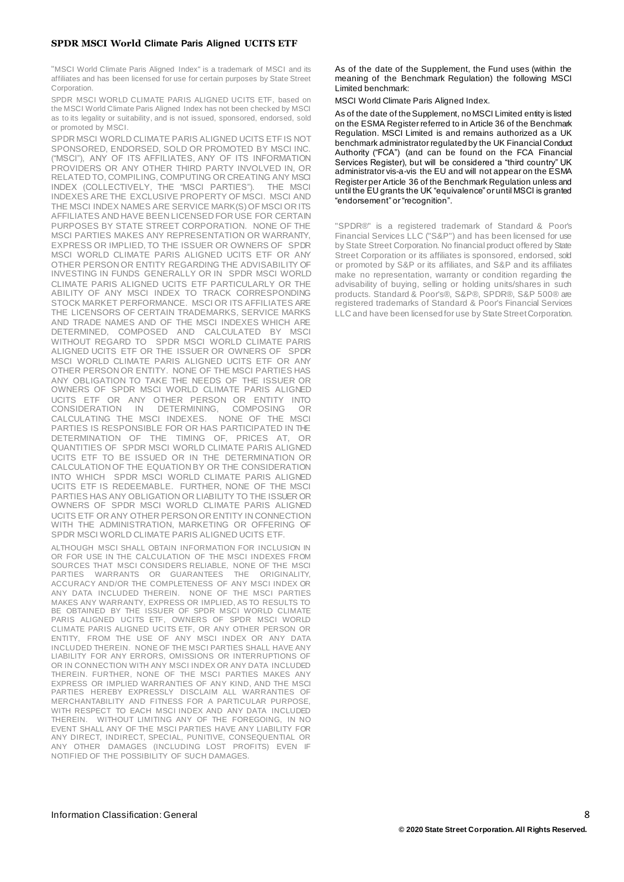"MSCI World Climate Paris Aligned Index" is a trademark of MSCI and its affiliates and has been licensed for use for certain purposes by State Street Corporation.

SPDR MSCI WORLD CLIMATE PARIS ALIGNED UCITS ETF, based on the MSCI World Climate Paris Aligned Index has not been checked by MSCI as to its legality or suitability, and is not issued, sponsored, endorsed, sold or promoted by MSCI.

SPDR MSCI WORLD CLIMATE PARIS ALIGNED UCITS ETF IS NOT SPONSORED, ENDORSED, SOLD OR PROMOTED BY MSCI INC. ("MSCI"), ANY OF ITS AFFILIATES, ANY OF ITS INFORMATION PROVIDERS OR ANY OTHER THIRD PARTY INVOLVED IN, OR RELATED TO, COMPILING, COMPUTING OR CREATING ANY MSCI INDEX (COLLECTIVELY, THE "MSCI PARTIES"). THE MSCI INDEXES ARE THE EXCLUSIVE PROPERTY OF MSCI. MSCI AND THE MSCI INDEX NAMES ARE SERVICE MARK(S) OF MSCI OR ITS AFFILIATES AND HAVE BEEN LICENSED FOR USE FOR CERTAIN PURPOSES BY STATE STREET CORPORATION. NONE OF THE MSCI PARTIES MAKES ANY REPRESENTATION OR WARRANTY, EXPRESS OR IMPLIED, TO THE ISSUER OR OWNERS OF SPDR MSCI WORLD CLIMATE PARIS ALIGNED UCITS ETF OR ANY OTHER PERSON OR ENTITY REGARDING THE ADVISABILITY OF INVESTING IN FUNDS GENERALLY OR IN SPDR MSCI WORLD CLIMATE PARIS ALIGNED UCITS ETF PARTICULARLY OR THE ABILITY OF ANY MSCI INDEX TO TRACK CORRESPONDING STOCK MARKET PERFORMANCE. MSCI OR ITS AFFILIATES ARE THE LICENSORS OF CERTAIN TRADEMARKS, SERVICE MARKS AND TRADE NAMES AND OF THE MSCI INDEXES WHICH ARE DETERMINED, COMPOSED AND CALCULATED BY MSCI WITHOUT REGARD TO SPDR MSCI WORLD CLIMATE PARIS ALIGNED UCITS ETF OR THE ISSUER OR OWNERS OF SPDR MSCI WORLD CLIMATE PARIS ALIGNED UCITS ETF OR ANY OTHER PERSON OR ENTITY. NONE OF THE MSCI PARTIES HAS ANY OBLIGATION TO TAKE THE NEEDS OF THE ISSUER OR OWNERS OF SPDR MSCI WORLD CLIMATE PARIS ALIGNED UCITS ETF OR ANY OTHER PERSON OR ENTITY INTO CONSIDERATION IN DETERMINING, COMPOSING OR CALCULATING THE MSCI INDEXES. NONE OF THE MSCI PARTIES IS RESPONSIBLE FOR OR HAS PARTICIPATED IN THE DETERMINATION OF THE TIMING OF, PRICES AT, OR QUANTITIES OF SPDR MSCI WORLD CLIMATE PARIS ALIGNED UCITS ETF TO BE ISSUED OR IN THE DETERMINATION OR CALCULATION OF THE EQUATION BY OR THE CONSIDERATION INTO WHICH SPDR MSCI WORLD CLIMATE PARIS ALIGNED UCITS ETF IS REDEEMABLE. FURTHER, NONE OF THE MSCI PARTIES HAS ANY OBLIGATION OR LIABILITY TO THE ISSUER OR OWNERS OF SPDR MSCI WORLD CLIMATE PARIS ALIGNED UCITS ETF OR ANY OTHER PERSON OR ENTITY IN CONNECTION WITH THE ADMINISTRATION, MARKETING OR OFFERING OF SPDR MSCI WORLD CLIMATE PARIS ALIGNED UCITS ETF.

ALTHOUGH MSCI SHALL OBTAIN INFORMATION FOR INCLUSION IN OR FOR USE IN THE CALCULATION OF THE MSCI INDEXES FROM SOURCES THAT MSCI CONSIDERS RELIABLE, NONE OF THE MSCI PARTIES WARRANTS OR GUARANTEES THE ORIGINALITY, ACCURACY AND/OR THE COMPLETENESS OF ANY MSCI INDEX OR ANY DATA INCLUDED THEREIN. NONE OF THE MSCI PARTIES MAKES ANY WARRANTY, EXPRESS OR IMPLIED, AS TO RESULTS TO BE OBTAINED BY THE ISSUER OF SPDR MSCI WORLD CLIMATE PARIS ALIGNED UCITS ETF, OWNERS OF SPDR MSCI WORLD CLIMATE PARIS ALIGNED UCITS ETF, OR ANY OTHER PERSON OR ENTITY, FROM THE USE OF ANY MSCI INDEX OR ANY DATA INCLUDED THEREIN. NONE OF THE MSCI PARTIES SHALL HAVE ANY LIABILITY FOR ANY ERRORS, OMISSIONS OR INTERRUPTIONS OF OR IN CONNECTION WITH ANY MSCI INDEX OR ANY DATA INCLUDED THEREIN. FURTHER, NONE OF THE MSCI PARTIES MAKES ANY EXPRESS OR IMPLIED WARRANTIES OF ANY KIND, AND THE MSCI PARTIES HEREBY EXPRESSLY DISCLAIM ALL WARRANTIES OF MERCHANTABILITY AND FITNESS FOR A PARTICULAR PURPOSE, WITH RESPECT TO EACH MSCI INDEX AND ANY DATA INCLUDED THEREIN. WITHOUT LIMITING ANY OF THE FOREGOING, IN NO EVENT SHALL ANY OF THE MSCI PARTIES HAVE ANY LIABILITY FOR ANY DIRECT, INDIRECT, SPECIAL, PUNITIVE, CONSEQUENTIAL OR ANY OTHER DAMAGES (INCLUDING LOST PROFITS) EVEN IF NOTIFIED OF THE POSSIBILITY OF SUCH DAMAGES.

As of the date of the Supplement, the Fund uses (within the meaning of the Benchmark Regulation) the following MSCI Limited benchmark:

MSCI World Climate Paris Aligned Index.

As of the date of the Supplement, no MSCI Limited entity is listed on the ESMA Register referred to in Article 36 of the Benchmark Regulation. MSCI Limited is and remains authorized as a UK benchmark administrator regulated by the UK Financial Conduct Authority ("FCA") (and can be found on the FCA Financial Services Register), but will be considered a "third country" UK administrator vis-a-vis the EU and will not appear on the ESMA Register per Article 36 of the Benchmark Regulation unless and until the EU grants the UK "equivalence" or until MSCI is granted "endorsement" or "recognition".

"SPDR®" is a registered trademark of Standard & Poor's Financial Services LLC ("S&P") and has been licensed for use by State Street Corporation. No financial product offered by State Street Corporation or its affiliates is sponsored, endorsed, sold or promoted by S&P or its affiliates, and S&P and its affiliates make no representation, warranty or condition regarding the advisability of buying, selling or holding units/shares in such products. Standard & Poor's®, S&P®, SPDR®, S&P 500® are registered trademarks of Standard & Poor's Financial Services LLC and have been licensed for use by State Street Corporation.

Information Classification: General

**© 2020 State Street Corporation. All Rights Reserved.**